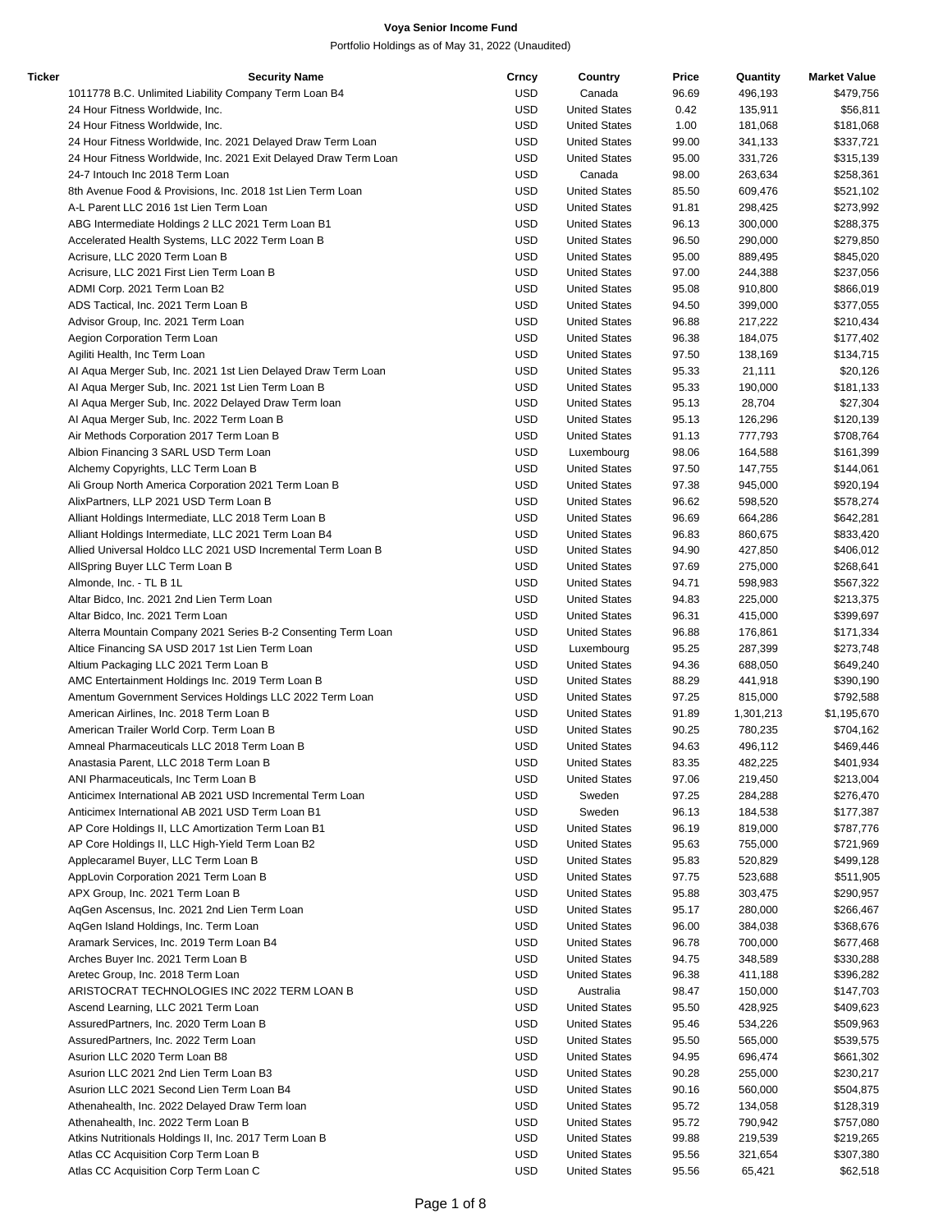# Voya Senior Income Fund

Portfolio Holdings as of May 31, 2022 (Unaudited)

| Ticker | Security Name | Crncy | Country | Price | Quantity | Market Value |
|---|---|---|---|---|---|---|
| | 1011778 B.C. Unlimited Liability Company Term Loan B4 | USD | Canada | 96.69 | 496,193 | $479,756 |
| | 24 Hour Fitness Worldwide, Inc. | USD | United States | 0.42 | 135,911 | $56,811 |
| | 24 Hour Fitness Worldwide, Inc. | USD | United States | 1.00 | 181,068 | $181,068 |
| | 24 Hour Fitness Worldwide, Inc. 2021 Delayed Draw Term Loan | USD | United States | 99.00 | 341,133 | $337,721 |
| | 24 Hour Fitness Worldwide, Inc. 2021 Exit Delayed Draw Term Loan | USD | United States | 95.00 | 331,726 | $315,139 |
| | 24-7 Intouch Inc 2018 Term Loan | USD | Canada | 98.00 | 263,634 | $258,361 |
| | 8th Avenue Food & Provisions, Inc. 2018 1st Lien Term Loan | USD | United States | 85.50 | 609,476 | $521,102 |
| | A-L Parent LLC 2016 1st Lien Term Loan | USD | United States | 91.81 | 298,425 | $273,992 |
| | ABG Intermediate Holdings 2 LLC 2021 Term Loan B1 | USD | United States | 96.13 | 300,000 | $288,375 |
| | Accelerated Health Systems, LLC 2022 Term Loan B | USD | United States | 96.50 | 290,000 | $279,850 |
| | Acrisure, LLC 2020 Term Loan B | USD | United States | 95.00 | 889,495 | $845,020 |
| | Acrisure, LLC 2021 First Lien Term Loan B | USD | United States | 97.00 | 244,388 | $237,056 |
| | ADMI Corp. 2021 Term Loan B2 | USD | United States | 95.08 | 910,800 | $866,019 |
| | ADS Tactical, Inc. 2021 Term Loan B | USD | United States | 94.50 | 399,000 | $377,055 |
| | Advisor Group, Inc. 2021 Term Loan | USD | United States | 96.88 | 217,222 | $210,434 |
| | Aegion Corporation Term Loan | USD | United States | 96.38 | 184,075 | $177,402 |
| | Agiliti Health, Inc Term Loan | USD | United States | 97.50 | 138,169 | $134,715 |
| | AI Aqua Merger Sub, Inc. 2021 1st Lien Delayed Draw Term Loan | USD | United States | 95.33 | 21,111 | $20,126 |
| | AI Aqua Merger Sub, Inc. 2021 1st Lien Term Loan B | USD | United States | 95.33 | 190,000 | $181,133 |
| | AI Aqua Merger Sub, Inc. 2022 Delayed Draw Term loan | USD | United States | 95.13 | 28,704 | $27,304 |
| | AI Aqua Merger Sub, Inc. 2022 Term Loan B | USD | United States | 95.13 | 126,296 | $120,139 |
| | Air Methods Corporation 2017 Term Loan B | USD | United States | 91.13 | 777,793 | $708,764 |
| | Albion Financing 3 SARL USD Term Loan | USD | Luxembourg | 98.06 | 164,588 | $161,399 |
| | Alchemy Copyrights, LLC Term Loan B | USD | United States | 97.50 | 147,755 | $144,061 |
| | Ali Group North America Corporation 2021 Term Loan B | USD | United States | 97.38 | 945,000 | $920,194 |
| | AlixPartners, LLP 2021 USD Term Loan B | USD | United States | 96.62 | 598,520 | $578,274 |
| | Alliant Holdings Intermediate, LLC 2018 Term Loan B | USD | United States | 96.69 | 664,286 | $642,281 |
| | Alliant Holdings Intermediate, LLC 2021 Term Loan B4 | USD | United States | 96.83 | 860,675 | $833,420 |
| | Allied Universal Holdco LLC 2021 USD Incremental Term Loan B | USD | United States | 94.90 | 427,850 | $406,012 |
| | AllSpring Buyer LLC Term Loan B | USD | United States | 97.69 | 275,000 | $268,641 |
| | Almonde, Inc. - TL B 1L | USD | United States | 94.71 | 598,983 | $567,322 |
| | Altar Bidco, Inc. 2021 2nd Lien Term Loan | USD | United States | 94.83 | 225,000 | $213,375 |
| | Altar Bidco, Inc. 2021 Term Loan | USD | United States | 96.31 | 415,000 | $399,697 |
| | Alterra Mountain Company 2021 Series B-2 Consenting Term Loan | USD | United States | 96.88 | 176,861 | $171,334 |
| | Altice Financing SA USD 2017 1st Lien Term Loan | USD | Luxembourg | 95.25 | 287,399 | $273,748 |
| | Altium Packaging LLC 2021 Term Loan B | USD | United States | 94.36 | 688,050 | $649,240 |
| | AMC Entertainment Holdings Inc. 2019 Term Loan B | USD | United States | 88.29 | 441,918 | $390,190 |
| | Amentum Government Services Holdings LLC 2022 Term Loan | USD | United States | 97.25 | 815,000 | $792,588 |
| | American Airlines, Inc. 2018 Term Loan B | USD | United States | 91.89 | 1,301,213 | $1,195,670 |
| | American Trailer World Corp. Term Loan B | USD | United States | 90.25 | 780,235 | $704,162 |
| | Amneal Pharmaceuticals LLC 2018 Term Loan B | USD | United States | 94.63 | 496,112 | $469,446 |
| | Anastasia Parent, LLC 2018 Term Loan B | USD | United States | 83.35 | 482,225 | $401,934 |
| | ANI Pharmaceuticals, Inc Term Loan B | USD | United States | 97.06 | 219,450 | $213,004 |
| | Anticimex International AB 2021 USD Incremental Term Loan | USD | Sweden | 97.25 | 284,288 | $276,470 |
| | Anticimex International AB 2021 USD Term Loan B1 | USD | Sweden | 96.13 | 184,538 | $177,387 |
| | AP Core Holdings II, LLC Amortization Term Loan B1 | USD | United States | 96.19 | 819,000 | $787,776 |
| | AP Core Holdings II, LLC High-Yield Term Loan B2 | USD | United States | 95.63 | 755,000 | $721,969 |
| | Applecaramel Buyer, LLC Term Loan B | USD | United States | 95.83 | 520,829 | $499,128 |
| | AppLovin Corporation 2021 Term Loan B | USD | United States | 97.75 | 523,688 | $511,905 |
| | APX Group, Inc. 2021 Term Loan B | USD | United States | 95.88 | 303,475 | $290,957 |
| | AqGen Ascensus, Inc. 2021 2nd Lien Term Loan | USD | United States | 95.17 | 280,000 | $266,467 |
| | AqGen Island Holdings, Inc. Term Loan | USD | United States | 96.00 | 384,038 | $368,676 |
| | Aramark Services, Inc. 2019 Term Loan B4 | USD | United States | 96.78 | 700,000 | $677,468 |
| | Arches Buyer Inc. 2021 Term Loan B | USD | United States | 94.75 | 348,589 | $330,288 |
| | Aretec Group, Inc. 2018 Term Loan | USD | United States | 96.38 | 411,188 | $396,282 |
| | ARISTOCRAT TECHNOLOGIES INC 2022 TERM LOAN B | USD | Australia | 98.47 | 150,000 | $147,703 |
| | Ascend Learning, LLC 2021 Term Loan | USD | United States | 95.50 | 428,925 | $409,623 |
| | AssuredPartners, Inc. 2020 Term Loan B | USD | United States | 95.46 | 534,226 | $509,963 |
| | AssuredPartners, Inc. 2022 Term Loan | USD | United States | 95.50 | 565,000 | $539,575 |
| | Asurion LLC 2020 Term Loan B8 | USD | United States | 94.95 | 696,474 | $661,302 |
| | Asurion LLC 2021 2nd Lien Term Loan B3 | USD | United States | 90.28 | 255,000 | $230,217 |
| | Asurion LLC 2021 Second Lien Term Loan B4 | USD | United States | 90.16 | 560,000 | $504,875 |
| | Athenahealth, Inc. 2022 Delayed Draw Term loan | USD | United States | 95.72 | 134,058 | $128,319 |
| | Athenahealth, Inc. 2022 Term Loan B | USD | United States | 95.72 | 790,942 | $757,080 |
| | Atkins Nutritionals Holdings II, Inc. 2017 Term Loan B | USD | United States | 99.88 | 219,539 | $219,265 |
| | Atlas CC Acquisition Corp Term Loan B | USD | United States | 95.56 | 321,654 | $307,380 |
| | Atlas CC Acquisition Corp Term Loan C | USD | United States | 95.56 | 65,421 | $62,518 |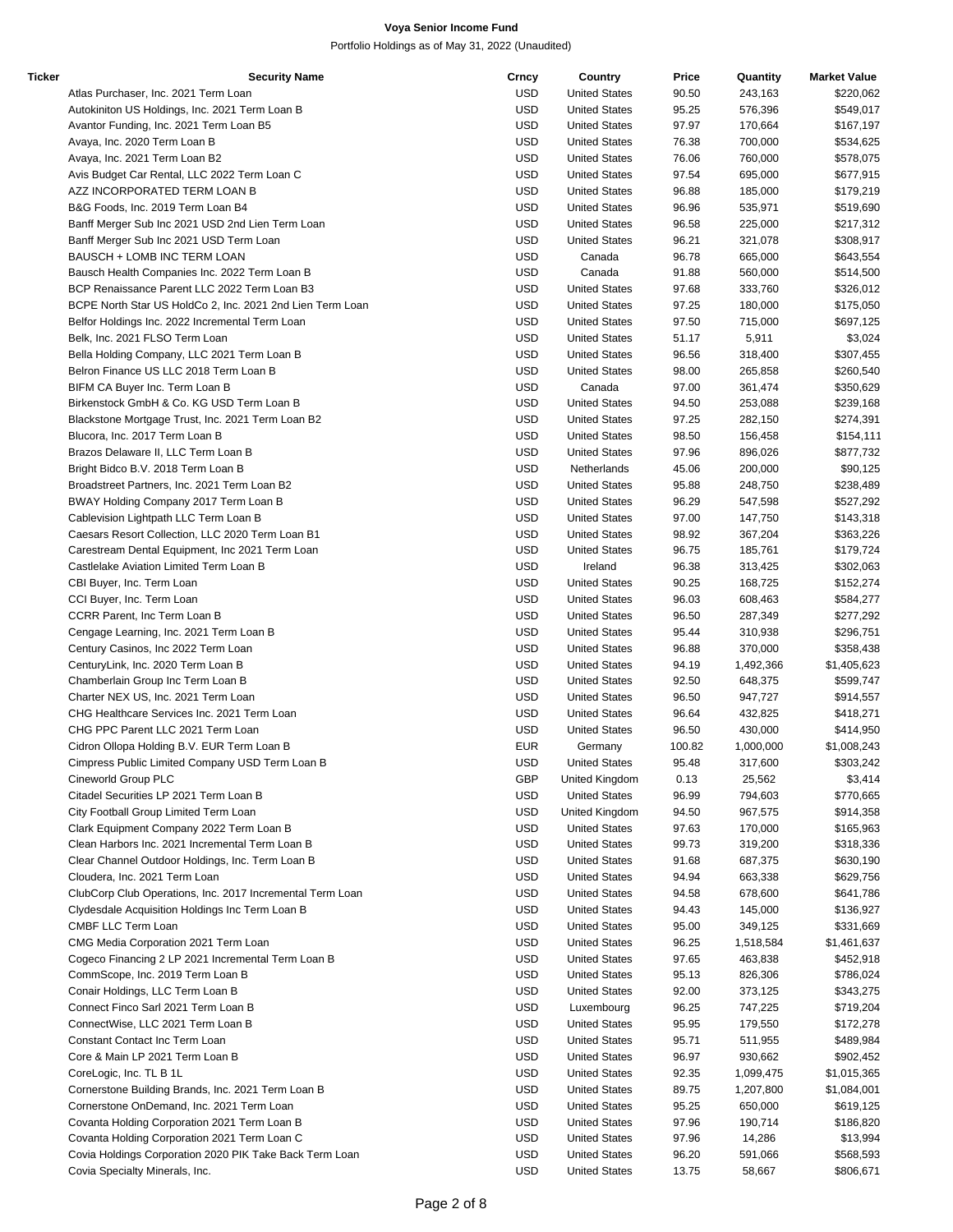**Voya Senior Income Fund**

Portfolio Holdings as of May 31, 2022 (Unaudited)

| Ticker | Security Name | Crncy | Country | Price | Quantity | Market Value |
|---|---|---|---|---|---|---|
| | Atlas Purchaser, Inc. 2021 Term Loan | USD | United States | 90.50 | 243,163 | $220,062 |
| | Autokiniton US Holdings, Inc. 2021 Term Loan B | USD | United States | 95.25 | 576,396 | $549,017 |
| | Avantor Funding, Inc. 2021 Term Loan B5 | USD | United States | 97.97 | 170,664 | $167,197 |
| | Avaya, Inc. 2020 Term Loan B | USD | United States | 76.38 | 700,000 | $534,625 |
| | Avaya, Inc. 2021 Term Loan B2 | USD | United States | 76.06 | 760,000 | $578,075 |
| | Avis Budget Car Rental, LLC 2022 Term Loan C | USD | United States | 97.54 | 695,000 | $677,915 |
| | AZZ INCORPORATED TERM LOAN B | USD | United States | 96.88 | 185,000 | $179,219 |
| | B&G Foods, Inc. 2019 Term Loan B4 | USD | United States | 96.96 | 535,971 | $519,690 |
| | Banff Merger Sub Inc 2021 USD 2nd Lien Term Loan | USD | United States | 96.58 | 225,000 | $217,312 |
| | Banff Merger Sub Inc 2021 USD Term Loan | USD | United States | 96.21 | 321,078 | $308,917 |
| | BAUSCH + LOMB INC TERM LOAN | USD | Canada | 96.78 | 665,000 | $643,554 |
| | Bausch Health Companies Inc. 2022 Term Loan B | USD | Canada | 91.88 | 560,000 | $514,500 |
| | BCP Renaissance Parent LLC 2022 Term Loan B3 | USD | United States | 97.68 | 333,760 | $326,012 |
| | BCPE North Star US HoldCo 2, Inc. 2021 2nd Lien Term Loan | USD | United States | 97.25 | 180,000 | $175,050 |
| | Belfor Holdings Inc. 2022 Incremental Term Loan | USD | United States | 97.50 | 715,000 | $697,125 |
| | Belk, Inc. 2021 FLSO Term Loan | USD | United States | 51.17 | 5,911 | $3,024 |
| | Bella Holding Company, LLC 2021 Term Loan B | USD | United States | 96.56 | 318,400 | $307,455 |
| | Belron Finance US LLC 2018 Term Loan B | USD | United States | 98.00 | 265,858 | $260,540 |
| | BIFM CA Buyer Inc. Term Loan B | USD | Canada | 97.00 | 361,474 | $350,629 |
| | Birkenstock GmbH & Co. KG USD Term Loan B | USD | United States | 94.50 | 253,088 | $239,168 |
| | Blackstone Mortgage Trust, Inc. 2021 Term Loan B2 | USD | United States | 97.25 | 282,150 | $274,391 |
| | Blucora, Inc. 2017 Term Loan B | USD | United States | 98.50 | 156,458 | $154,111 |
| | Brazos Delaware II, LLC Term Loan B | USD | United States | 97.96 | 896,026 | $877,732 |
| | Bright Bidco B.V. 2018 Term Loan B | USD | Netherlands | 45.06 | 200,000 | $90,125 |
| | Broadstreet Partners, Inc. 2021 Term Loan B2 | USD | United States | 95.88 | 248,750 | $238,489 |
| | BWAY Holding Company 2017 Term Loan B | USD | United States | 96.29 | 547,598 | $527,292 |
| | Cablevision Lightpath LLC Term Loan B | USD | United States | 97.00 | 147,750 | $143,318 |
| | Caesars Resort Collection, LLC 2020 Term Loan B1 | USD | United States | 98.92 | 367,204 | $363,226 |
| | Carestream Dental Equipment, Inc 2021 Term Loan | USD | United States | 96.75 | 185,761 | $179,724 |
| | Castlelake Aviation Limited Term Loan B | USD | Ireland | 96.38 | 313,425 | $302,063 |
| | CBI Buyer, Inc. Term Loan | USD | United States | 90.25 | 168,725 | $152,274 |
| | CCI Buyer, Inc. Term Loan | USD | United States | 96.03 | 608,463 | $584,277 |
| | CCRR Parent, Inc Term Loan B | USD | United States | 96.50 | 287,349 | $277,292 |
| | Cengage Learning, Inc. 2021 Term Loan B | USD | United States | 95.44 | 310,938 | $296,751 |
| | Century Casinos, Inc 2022 Term Loan | USD | United States | 96.88 | 370,000 | $358,438 |
| | CenturyLink, Inc. 2020 Term Loan B | USD | United States | 94.19 | 1,492,366 | $1,405,623 |
| | Chamberlain Group Inc Term Loan B | USD | United States | 92.50 | 648,375 | $599,747 |
| | Charter NEX US, Inc. 2021 Term Loan | USD | United States | 96.50 | 947,727 | $914,557 |
| | CHG Healthcare Services Inc. 2021 Term Loan | USD | United States | 96.64 | 432,825 | $418,271 |
| | CHG PPC Parent LLC 2021 Term Loan | USD | United States | 96.50 | 430,000 | $414,950 |
| | Cidron Ollopa Holding B.V. EUR Term Loan B | EUR | Germany | 100.82 | 1,000,000 | $1,008,243 |
| | Cimpress Public Limited Company USD Term Loan B | USD | United States | 95.48 | 317,600 | $303,242 |
| | Cineworld Group PLC | GBP | United Kingdom | 0.13 | 25,562 | $3,414 |
| | Citadel Securities LP 2021 Term Loan B | USD | United States | 96.99 | 794,603 | $770,665 |
| | City Football Group Limited Term Loan | USD | United Kingdom | 94.50 | 967,575 | $914,358 |
| | Clark Equipment Company 2022 Term Loan B | USD | United States | 97.63 | 170,000 | $165,963 |
| | Clean Harbors Inc. 2021 Incremental Term Loan B | USD | United States | 99.73 | 319,200 | $318,336 |
| | Clear Channel Outdoor Holdings, Inc. Term Loan B | USD | United States | 91.68 | 687,375 | $630,190 |
| | Cloudera, Inc. 2021 Term Loan | USD | United States | 94.94 | 663,338 | $629,756 |
| | ClubCorp Club Operations, Inc. 2017 Incremental Term Loan | USD | United States | 94.58 | 678,600 | $641,786 |
| | Clydesdale Acquisition Holdings Inc Term Loan B | USD | United States | 94.43 | 145,000 | $136,927 |
| | CMBF LLC Term Loan | USD | United States | 95.00 | 349,125 | $331,669 |
| | CMG Media Corporation 2021 Term Loan | USD | United States | 96.25 | 1,518,584 | $1,461,637 |
| | Cogeco Financing 2 LP 2021 Incremental Term Loan B | USD | United States | 97.65 | 463,838 | $452,918 |
| | CommScope, Inc. 2019 Term Loan B | USD | United States | 95.13 | 826,306 | $786,024 |
| | Conair Holdings, LLC Term Loan B | USD | United States | 92.00 | 373,125 | $343,275 |
| | Connect Finco Sarl 2021 Term Loan B | USD | Luxembourg | 96.25 | 747,225 | $719,204 |
| | ConnectWise, LLC 2021 Term Loan B | USD | United States | 95.95 | 179,550 | $172,278 |
| | Constant Contact Inc Term Loan | USD | United States | 95.71 | 511,955 | $489,984 |
| | Core & Main LP 2021 Term Loan B | USD | United States | 96.97 | 930,662 | $902,452 |
| | CoreLogic, Inc. TL B 1L | USD | United States | 92.35 | 1,099,475 | $1,015,365 |
| | Cornerstone Building Brands, Inc. 2021 Term Loan B | USD | United States | 89.75 | 1,207,800 | $1,084,001 |
| | Cornerstone OnDemand, Inc. 2021 Term Loan | USD | United States | 95.25 | 650,000 | $619,125 |
| | Covanta Holding Corporation 2021 Term Loan B | USD | United States | 97.96 | 190,714 | $186,820 |
| | Covanta Holding Corporation 2021 Term Loan C | USD | United States | 97.96 | 14,286 | $13,994 |
| | Covia Holdings Corporation 2020 PIK Take Back Term Loan | USD | United States | 96.20 | 591,066 | $568,593 |
| | Covia Specialty Minerals, Inc. | USD | United States | 13.75 | 58,667 | $806,671 |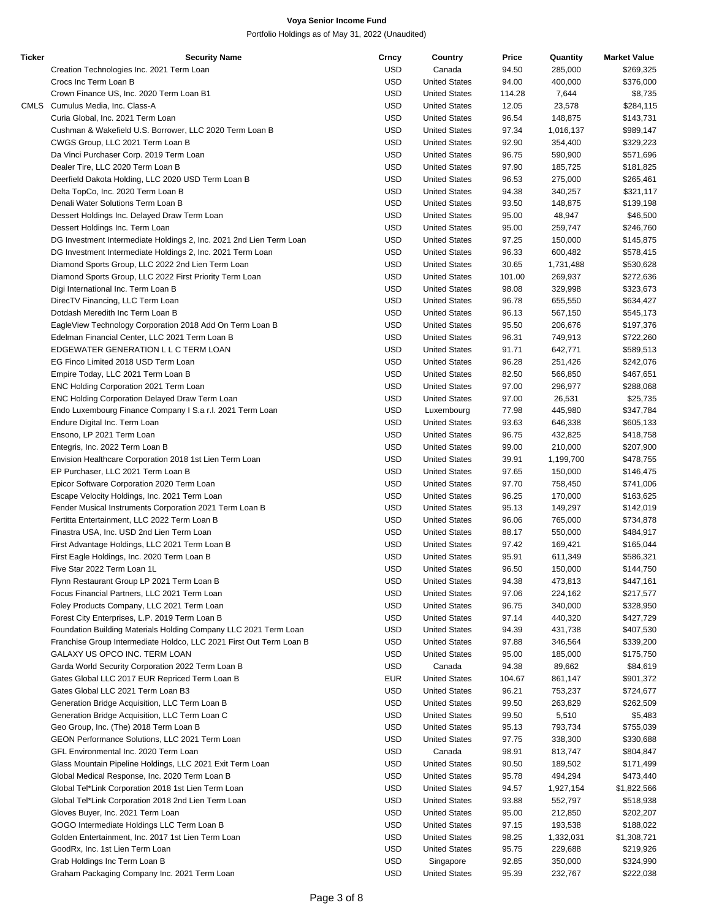**Voya Senior Income Fund**

Portfolio Holdings as of May 31, 2022 (Unaudited)

| Ticker | Security Name | Crncy | Country | Price | Quantity | Market Value |
|---|---|---|---|---|---|---|
| | Creation Technologies Inc. 2021 Term Loan | USD | Canada | 94.50 | 285,000 | $269,325 |
| | Crocs Inc Term Loan B | USD | United States | 94.00 | 400,000 | $376,000 |
| | Crown Finance US, Inc. 2020 Term Loan B1 | USD | United States | 114.28 | 7,644 | $8,735 |
| CMLS | Cumulus Media, Inc. Class-A | USD | United States | 12.05 | 23,578 | $284,115 |
| | Curia Global, Inc. 2021 Term Loan | USD | United States | 96.54 | 148,875 | $143,731 |
| | Cushman & Wakefield U.S. Borrower, LLC 2020 Term Loan B | USD | United States | 97.34 | 1,016,137 | $989,147 |
| | CWGS Group, LLC 2021 Term Loan B | USD | United States | 92.90 | 354,400 | $329,223 |
| | Da Vinci Purchaser Corp. 2019 Term Loan | USD | United States | 96.75 | 590,900 | $571,696 |
| | Dealer Tire, LLC 2020 Term Loan B | USD | United States | 97.90 | 185,725 | $181,825 |
| | Deerfield Dakota Holding, LLC 2020 USD Term Loan B | USD | United States | 96.53 | 275,000 | $265,461 |
| | Delta TopCo, Inc. 2020 Term Loan B | USD | United States | 94.38 | 340,257 | $321,117 |
| | Denali Water Solutions Term Loan B | USD | United States | 93.50 | 148,875 | $139,198 |
| | Dessert Holdings Inc. Delayed Draw Term Loan | USD | United States | 95.00 | 48,947 | $46,500 |
| | Dessert Holdings Inc. Term Loan | USD | United States | 95.00 | 259,747 | $246,760 |
| | DG Investment Intermediate Holdings 2, Inc. 2021 2nd Lien Term Loan | USD | United States | 97.25 | 150,000 | $145,875 |
| | DG Investment Intermediate Holdings 2, Inc. 2021 Term Loan | USD | United States | 96.33 | 600,482 | $578,415 |
| | Diamond Sports Group, LLC 2022 2nd Lien Term Loan | USD | United States | 30.65 | 1,731,488 | $530,628 |
| | Diamond Sports Group, LLC 2022 First Priority Term Loan | USD | United States | 101.00 | 269,937 | $272,636 |
| | Digi International Inc. Term Loan B | USD | United States | 98.08 | 329,998 | $323,673 |
| | DirecTV Financing, LLC Term Loan | USD | United States | 96.78 | 655,550 | $634,427 |
| | Dotdash Meredith Inc Term Loan B | USD | United States | 96.13 | 567,150 | $545,173 |
| | EagleView Technology Corporation 2018 Add On Term Loan B | USD | United States | 95.50 | 206,676 | $197,376 |
| | Edelman Financial Center, LLC 2021 Term Loan B | USD | United States | 96.31 | 749,913 | $722,260 |
| | EDGEWATER GENERATION L L C TERM LOAN | USD | United States | 91.71 | 642,771 | $589,513 |
| | EG Finco Limited 2018 USD Term Loan | USD | United States | 96.28 | 251,426 | $242,076 |
| | Empire Today, LLC 2021 Term Loan B | USD | United States | 82.50 | 566,850 | $467,651 |
| | ENC Holding Corporation 2021 Term Loan | USD | United States | 97.00 | 296,977 | $288,068 |
| | ENC Holding Corporation Delayed Draw Term Loan | USD | United States | 97.00 | 26,531 | $25,735 |
| | Endo Luxembourg Finance Company I S.a r.l. 2021 Term Loan | USD | Luxembourg | 77.98 | 445,980 | $347,784 |
| | Endure Digital Inc. Term Loan | USD | United States | 93.63 | 646,338 | $605,133 |
| | Ensono, LP 2021 Term Loan | USD | United States | 96.75 | 432,825 | $418,758 |
| | Entegris, Inc. 2022 Term Loan B | USD | United States | 99.00 | 210,000 | $207,900 |
| | Envision Healthcare Corporation 2018 1st Lien Term Loan | USD | United States | 39.91 | 1,199,700 | $478,755 |
| | EP Purchaser, LLC 2021 Term Loan B | USD | United States | 97.65 | 150,000 | $146,475 |
| | Epicor Software Corporation 2020 Term Loan | USD | United States | 97.70 | 758,450 | $741,006 |
| | Escape Velocity Holdings, Inc. 2021 Term Loan | USD | United States | 96.25 | 170,000 | $163,625 |
| | Fender Musical Instruments Corporation 2021 Term Loan B | USD | United States | 95.13 | 149,297 | $142,019 |
| | Fertitta Entertainment, LLC 2022 Term Loan B | USD | United States | 96.06 | 765,000 | $734,878 |
| | Finastra USA, Inc. USD 2nd Lien Term Loan | USD | United States | 88.17 | 550,000 | $484,917 |
| | First Advantage Holdings, LLC 2021 Term Loan B | USD | United States | 97.42 | 169,421 | $165,044 |
| | First Eagle Holdings, Inc. 2020 Term Loan B | USD | United States | 95.91 | 611,349 | $586,321 |
| | Five Star 2022 Term Loan 1L | USD | United States | 96.50 | 150,000 | $144,750 |
| | Flynn Restaurant Group LP 2021 Term Loan B | USD | United States | 94.38 | 473,813 | $447,161 |
| | Focus Financial Partners, LLC 2021 Term Loan | USD | United States | 97.06 | 224,162 | $217,577 |
| | Foley Products Company, LLC 2021 Term Loan | USD | United States | 96.75 | 340,000 | $328,950 |
| | Forest City Enterprises, L.P. 2019 Term Loan B | USD | United States | 97.14 | 440,320 | $427,729 |
| | Foundation Building Materials Holding Company LLC 2021 Term Loan | USD | United States | 94.39 | 431,738 | $407,530 |
| | Franchise Group Intermediate Holdco, LLC 2021 First Out Term Loan B | USD | United States | 97.88 | 346,564 | $339,200 |
| | GALAXY US OPCO INC. TERM LOAN | USD | United States | 95.00 | 185,000 | $175,750 |
| | Garda World Security Corporation 2022 Term Loan B | USD | Canada | 94.38 | 89,662 | $84,619 |
| | Gates Global LLC 2017 EUR Repriced Term Loan B | EUR | United States | 104.67 | 861,147 | $901,372 |
| | Gates Global LLC 2021 Term Loan B3 | USD | United States | 96.21 | 753,237 | $724,677 |
| | Generation Bridge Acquisition, LLC Term Loan B | USD | United States | 99.50 | 263,829 | $262,509 |
| | Generation Bridge Acquisition, LLC Term Loan C | USD | United States | 99.50 | 5,510 | $5,483 |
| | Geo Group, Inc. (The) 2018 Term Loan B | USD | United States | 95.13 | 793,734 | $755,039 |
| | GEON Performance Solutions, LLC 2021 Term Loan | USD | United States | 97.75 | 338,300 | $330,688 |
| | GFL Environmental Inc. 2020 Term Loan | USD | Canada | 98.91 | 813,747 | $804,847 |
| | Glass Mountain Pipeline Holdings, LLC 2021 Exit Term Loan | USD | United States | 90.50 | 189,502 | $171,499 |
| | Global Medical Response, Inc. 2020 Term Loan B | USD | United States | 95.78 | 494,294 | $473,440 |
| | Global Tel*Link Corporation 2018 1st Lien Term Loan | USD | United States | 94.57 | 1,927,154 | $1,822,566 |
| | Global Tel*Link Corporation 2018 2nd Lien Term Loan | USD | United States | 93.88 | 552,797 | $518,938 |
| | Gloves Buyer, Inc. 2021 Term Loan | USD | United States | 95.00 | 212,850 | $202,207 |
| | GOGO Intermediate Holdings LLC Term Loan B | USD | United States | 97.15 | 193,538 | $188,022 |
| | Golden Entertainment, Inc. 2017 1st Lien Term Loan | USD | United States | 98.25 | 1,332,031 | $1,308,721 |
| | GoodRx, Inc. 1st Lien Term Loan | USD | United States | 95.75 | 229,688 | $219,926 |
| | Grab Holdings Inc Term Loan B | USD | Singapore | 92.85 | 350,000 | $324,990 |
| | Graham Packaging Company Inc. 2021 Term Loan | USD | United States | 95.39 | 232,767 | $222,038 |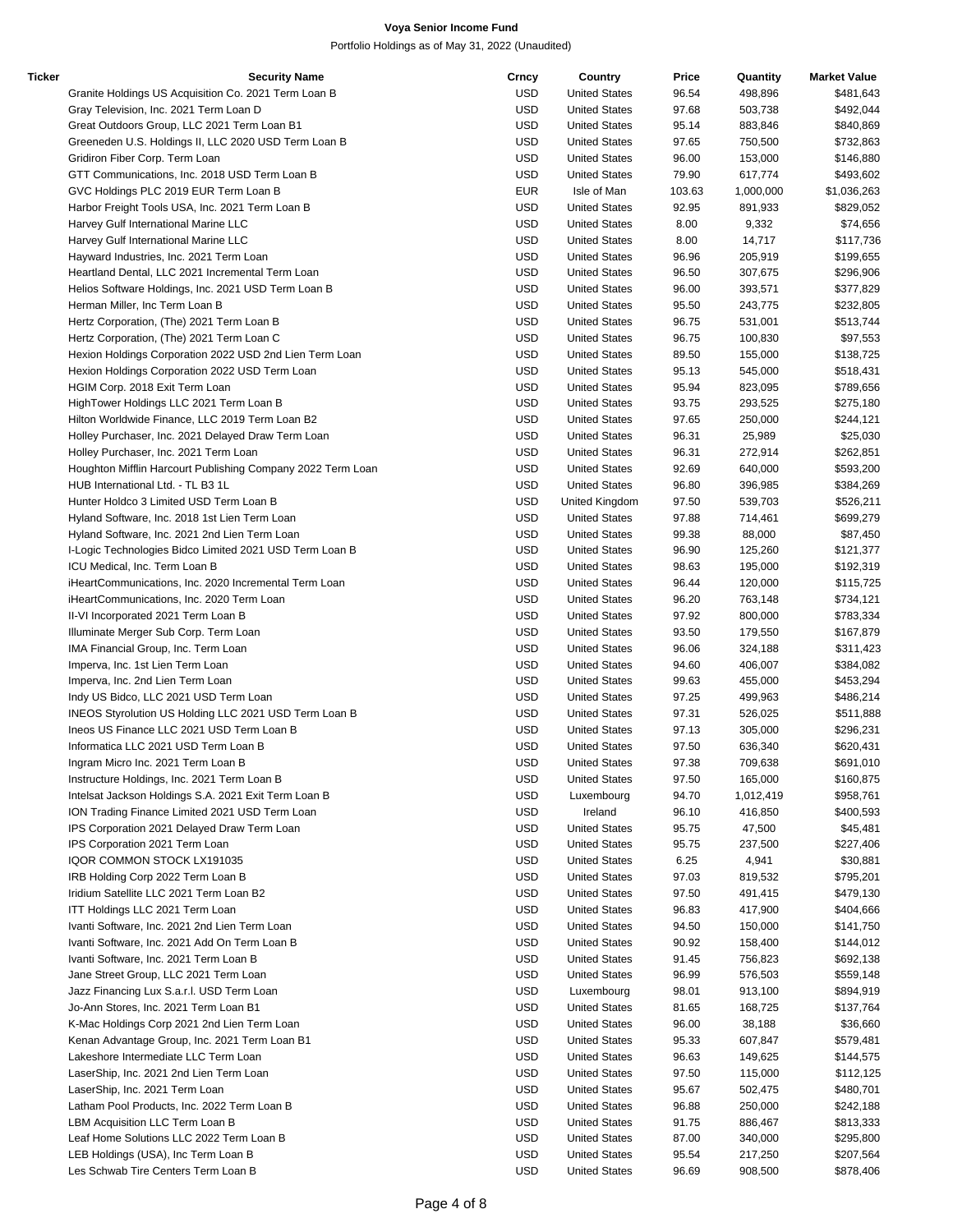**Voya Senior Income Fund**

Portfolio Holdings as of May 31, 2022 (Unaudited)

| Ticker | Security Name | Crncy | Country | Price | Quantity | Market Value |
|---|---|---|---|---|---|---|
| | Granite Holdings US Acquisition Co. 2021 Term Loan B | USD | United States | 96.54 | 498,896 | $481,643 |
| | Gray Television, Inc. 2021 Term Loan D | USD | United States | 97.68 | 503,738 | $492,044 |
| | Great Outdoors Group, LLC 2021 Term Loan B1 | USD | United States | 95.14 | 883,846 | $840,869 |
| | Greeneden U.S. Holdings II, LLC 2020 USD Term Loan B | USD | United States | 97.65 | 750,500 | $732,863 |
| | Gridiron Fiber Corp. Term Loan | USD | United States | 96.00 | 153,000 | $146,880 |
| | GTT Communications, Inc. 2018 USD Term Loan B | USD | United States | 79.90 | 617,774 | $493,602 |
| | GVC Holdings PLC 2019 EUR Term Loan B | EUR | Isle of Man | 103.63 | 1,000,000 | $1,036,263 |
| | Harbor Freight Tools USA, Inc. 2021 Term Loan B | USD | United States | 92.95 | 891,933 | $829,052 |
| | Harvey Gulf International Marine LLC | USD | United States | 8.00 | 9,332 | $74,656 |
| | Harvey Gulf International Marine LLC | USD | United States | 8.00 | 14,717 | $117,736 |
| | Hayward Industries, Inc. 2021 Term Loan | USD | United States | 96.96 | 205,919 | $199,655 |
| | Heartland Dental, LLC 2021 Incremental Term Loan | USD | United States | 96.50 | 307,675 | $296,906 |
| | Helios Software Holdings, Inc. 2021 USD Term Loan B | USD | United States | 96.00 | 393,571 | $377,829 |
| | Herman Miller, Inc Term Loan B | USD | United States | 95.50 | 243,775 | $232,805 |
| | Hertz Corporation, (The) 2021 Term Loan B | USD | United States | 96.75 | 531,001 | $513,744 |
| | Hertz Corporation, (The) 2021 Term Loan C | USD | United States | 96.75 | 100,830 | $97,553 |
| | Hexion Holdings Corporation 2022 USD 2nd Lien Term Loan | USD | United States | 89.50 | 155,000 | $138,725 |
| | Hexion Holdings Corporation 2022 USD Term Loan | USD | United States | 95.13 | 545,000 | $518,431 |
| | HGIM Corp. 2018 Exit Term Loan | USD | United States | 95.94 | 823,095 | $789,656 |
| | HighTower Holdings LLC 2021 Term Loan B | USD | United States | 93.75 | 293,525 | $275,180 |
| | Hilton Worldwide Finance, LLC 2019 Term Loan B2 | USD | United States | 97.65 | 250,000 | $244,121 |
| | Holley Purchaser, Inc. 2021 Delayed Draw Term Loan | USD | United States | 96.31 | 25,989 | $25,030 |
| | Holley Purchaser, Inc. 2021 Term Loan | USD | United States | 96.31 | 272,914 | $262,851 |
| | Houghton Mifflin Harcourt Publishing Company 2022 Term Loan | USD | United States | 92.69 | 640,000 | $593,200 |
| | HUB International Ltd. - TL B3 1L | USD | United States | 96.80 | 396,985 | $384,269 |
| | Hunter Holdco 3 Limited USD Term Loan B | USD | United Kingdom | 97.50 | 539,703 | $526,211 |
| | Hyland Software, Inc. 2018 1st Lien Term Loan | USD | United States | 97.88 | 714,461 | $699,279 |
| | Hyland Software, Inc. 2021 2nd Lien Term Loan | USD | United States | 99.38 | 88,000 | $87,450 |
| | I-Logic Technologies Bidco Limited 2021 USD Term Loan B | USD | United States | 96.90 | 125,260 | $121,377 |
| | ICU Medical, Inc. Term Loan B | USD | United States | 98.63 | 195,000 | $192,319 |
| | iHeartCommunications, Inc. 2020 Incremental Term Loan | USD | United States | 96.44 | 120,000 | $115,725 |
| | iHeartCommunications, Inc. 2020 Term Loan | USD | United States | 96.20 | 763,148 | $734,121 |
| | II-VI Incorporated 2021 Term Loan B | USD | United States | 97.92 | 800,000 | $783,334 |
| | Illuminate Merger Sub Corp. Term Loan | USD | United States | 93.50 | 179,550 | $167,879 |
| | IMA Financial Group, Inc. Term Loan | USD | United States | 96.06 | 324,188 | $311,423 |
| | Imperva, Inc. 1st Lien Term Loan | USD | United States | 94.60 | 406,007 | $384,082 |
| | Imperva, Inc. 2nd Lien Term Loan | USD | United States | 99.63 | 455,000 | $453,294 |
| | Indy US Bidco, LLC 2021 USD Term Loan | USD | United States | 97.25 | 499,963 | $486,214 |
| | INEOS Styrolution US Holding LLC 2021 USD Term Loan B | USD | United States | 97.31 | 526,025 | $511,888 |
| | Ineos US Finance LLC 2021 USD Term Loan B | USD | United States | 97.13 | 305,000 | $296,231 |
| | Informatica LLC 2021 USD Term Loan B | USD | United States | 97.50 | 636,340 | $620,431 |
| | Ingram Micro Inc. 2021 Term Loan B | USD | United States | 97.38 | 709,638 | $691,010 |
| | Instructure Holdings, Inc. 2021 Term Loan B | USD | United States | 97.50 | 165,000 | $160,875 |
| | Intelsat Jackson Holdings S.A. 2021 Exit Term Loan B | USD | Luxembourg | 94.70 | 1,012,419 | $958,761 |
| | ION Trading Finance Limited 2021 USD Term Loan | USD | Ireland | 96.10 | 416,850 | $400,593 |
| | IPS Corporation 2021 Delayed Draw Term Loan | USD | United States | 95.75 | 47,500 | $45,481 |
| | IPS Corporation 2021 Term Loan | USD | United States | 95.75 | 237,500 | $227,406 |
| | IQOR COMMON STOCK LX191035 | USD | United States | 6.25 | 4,941 | $30,881 |
| | IRB Holding Corp 2022 Term Loan B | USD | United States | 97.03 | 819,532 | $795,201 |
| | Iridium Satellite LLC 2021 Term Loan B2 | USD | United States | 97.50 | 491,415 | $479,130 |
| | ITT Holdings LLC 2021 Term Loan | USD | United States | 96.83 | 417,900 | $404,666 |
| | Ivanti Software, Inc. 2021 2nd Lien Term Loan | USD | United States | 94.50 | 150,000 | $141,750 |
| | Ivanti Software, Inc. 2021 Add On Term Loan B | USD | United States | 90.92 | 158,400 | $144,012 |
| | Ivanti Software, Inc. 2021 Term Loan B | USD | United States | 91.45 | 756,823 | $692,138 |
| | Jane Street Group, LLC 2021 Term Loan | USD | United States | 96.99 | 576,503 | $559,148 |
| | Jazz Financing Lux S.a.r.l. USD Term Loan | USD | Luxembourg | 98.01 | 913,100 | $894,919 |
| | Jo-Ann Stores, Inc. 2021 Term Loan B1 | USD | United States | 81.65 | 168,725 | $137,764 |
| | K-Mac Holdings Corp 2021 2nd Lien Term Loan | USD | United States | 96.00 | 38,188 | $36,660 |
| | Kenan Advantage Group, Inc. 2021 Term Loan B1 | USD | United States | 95.33 | 607,847 | $579,481 |
| | Lakeshore Intermediate LLC Term Loan | USD | United States | 96.63 | 149,625 | $144,575 |
| | LaserShip, Inc. 2021 2nd Lien Term Loan | USD | United States | 97.50 | 115,000 | $112,125 |
| | LaserShip, Inc. 2021 Term Loan | USD | United States | 95.67 | 502,475 | $480,701 |
| | Latham Pool Products, Inc. 2022 Term Loan B | USD | United States | 96.88 | 250,000 | $242,188 |
| | LBM Acquisition LLC Term Loan B | USD | United States | 91.75 | 886,467 | $813,333 |
| | Leaf Home Solutions LLC 2022 Term Loan B | USD | United States | 87.00 | 340,000 | $295,800 |
| | LEB Holdings (USA), Inc Term Loan B | USD | United States | 95.54 | 217,250 | $207,564 |
| | Les Schwab Tire Centers Term Loan B | USD | United States | 96.69 | 908,500 | $878,406 |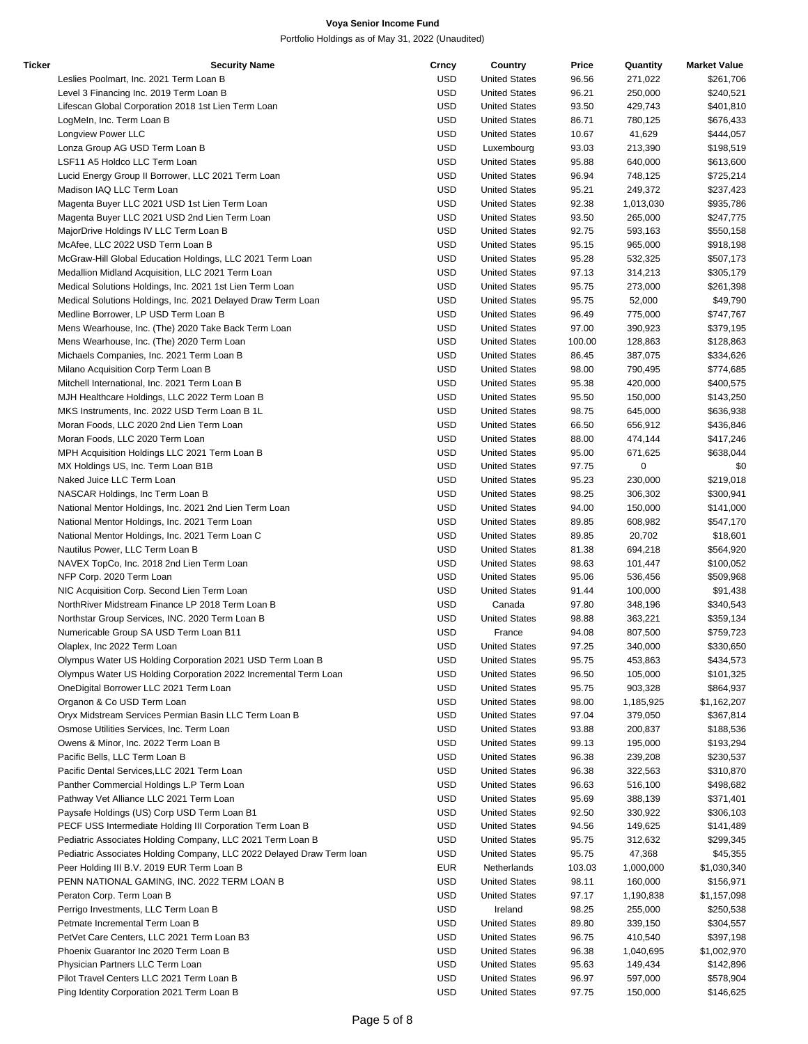# Voya Senior Income Fund

Portfolio Holdings as of May 31, 2022 (Unaudited)

| Ticker | Security Name | Crncy | Country | Price | Quantity | Market Value |
|---|---|---|---|---|---|---|
| | Leslies Poolmart, Inc. 2021 Term Loan B | USD | United States | 96.56 | 271,022 | $261,706 |
| | Level 3 Financing Inc. 2019 Term Loan B | USD | United States | 96.21 | 250,000 | $240,521 |
| | Lifescan Global Corporation 2018 1st Lien Term Loan | USD | United States | 93.50 | 429,743 | $401,810 |
| | LogMeIn, Inc. Term Loan B | USD | United States | 86.71 | 780,125 | $676,433 |
| | Longview Power LLC | USD | United States | 10.67 | 41,629 | $444,057 |
| | Lonza Group AG USD Term Loan B | USD | Luxembourg | 93.03 | 213,390 | $198,519 |
| | LSF11 A5 Holdco LLC Term Loan | USD | United States | 95.88 | 640,000 | $613,600 |
| | Lucid Energy Group II Borrower, LLC 2021 Term Loan | USD | United States | 96.94 | 748,125 | $725,214 |
| | Madison IAQ LLC Term Loan | USD | United States | 95.21 | 249,372 | $237,423 |
| | Magenta Buyer LLC 2021 USD 1st Lien Term Loan | USD | United States | 92.38 | 1,013,030 | $935,786 |
| | Magenta Buyer LLC 2021 USD 2nd Lien Term Loan | USD | United States | 93.50 | 265,000 | $247,775 |
| | MajorDrive Holdings IV LLC Term Loan B | USD | United States | 92.75 | 593,163 | $550,158 |
| | McAfee, LLC 2022 USD Term Loan B | USD | United States | 95.15 | 965,000 | $918,198 |
| | McGraw-Hill Global Education Holdings, LLC 2021 Term Loan | USD | United States | 95.28 | 532,325 | $507,173 |
| | Medallion Midland Acquisition, LLC 2021 Term Loan | USD | United States | 97.13 | 314,213 | $305,179 |
| | Medical Solutions Holdings, Inc. 2021 1st Lien Term Loan | USD | United States | 95.75 | 273,000 | $261,398 |
| | Medical Solutions Holdings, Inc. 2021 Delayed Draw Term Loan | USD | United States | 95.75 | 52,000 | $49,790 |
| | Medline Borrower, LP USD Term Loan B | USD | United States | 96.49 | 775,000 | $747,767 |
| | Mens Wearhouse, Inc. (The) 2020 Take Back Term Loan | USD | United States | 97.00 | 390,923 | $379,195 |
| | Mens Wearhouse, Inc. (The) 2020 Term Loan | USD | United States | 100.00 | 128,863 | $128,863 |
| | Michaels Companies, Inc. 2021 Term Loan B | USD | United States | 86.45 | 387,075 | $334,626 |
| | Milano Acquisition Corp Term Loan B | USD | United States | 98.00 | 790,495 | $774,685 |
| | Mitchell International, Inc. 2021 Term Loan B | USD | United States | 95.38 | 420,000 | $400,575 |
| | MJH Healthcare Holdings, LLC 2022 Term Loan B | USD | United States | 95.50 | 150,000 | $143,250 |
| | MKS Instruments, Inc. 2022 USD Term Loan B 1L | USD | United States | 98.75 | 645,000 | $636,938 |
| | Moran Foods, LLC 2020 2nd Lien Term Loan | USD | United States | 66.50 | 656,912 | $436,846 |
| | Moran Foods, LLC 2020 Term Loan | USD | United States | 88.00 | 474,144 | $417,246 |
| | MPH Acquisition Holdings LLC 2021 Term Loan B | USD | United States | 95.00 | 671,625 | $638,044 |
| | MX Holdings US, Inc. Term Loan B1B | USD | United States | 97.75 | 0 | $0 |
| | Naked Juice LLC Term Loan | USD | United States | 95.23 | 230,000 | $219,018 |
| | NASCAR Holdings, Inc Term Loan B | USD | United States | 98.25 | 306,302 | $300,941 |
| | National Mentor Holdings, Inc. 2021 2nd Lien Term Loan | USD | United States | 94.00 | 150,000 | $141,000 |
| | National Mentor Holdings, Inc. 2021 Term Loan | USD | United States | 89.85 | 608,982 | $547,170 |
| | National Mentor Holdings, Inc. 2021 Term Loan C | USD | United States | 89.85 | 20,702 | $18,601 |
| | Nautilus Power, LLC Term Loan B | USD | United States | 81.38 | 694,218 | $564,920 |
| | NAVEX TopCo, Inc. 2018 2nd Lien Term Loan | USD | United States | 98.63 | 101,447 | $100,052 |
| | NFP Corp. 2020 Term Loan | USD | United States | 95.06 | 536,456 | $509,968 |
| | NIC Acquisition Corp. Second Lien Term Loan | USD | United States | 91.44 | 100,000 | $91,438 |
| | NorthRiver Midstream Finance LP 2018 Term Loan B | USD | Canada | 97.80 | 348,196 | $340,543 |
| | Northstar Group Services, INC. 2020 Term Loan B | USD | United States | 98.88 | 363,221 | $359,134 |
| | Numericable Group SA USD Term Loan B11 | USD | France | 94.08 | 807,500 | $759,723 |
| | Olaplex, Inc 2022 Term Loan | USD | United States | 97.25 | 340,000 | $330,650 |
| | Olympus Water US Holding Corporation 2021 USD Term Loan B | USD | United States | 95.75 | 453,863 | $434,573 |
| | Olympus Water US Holding Corporation 2022 Incremental Term Loan | USD | United States | 96.50 | 105,000 | $101,325 |
| | OneDigital Borrower LLC 2021 Term Loan | USD | United States | 95.75 | 903,328 | $864,937 |
| | Organon & Co USD Term Loan | USD | United States | 98.00 | 1,185,925 | $1,162,207 |
| | Oryx Midstream Services Permian Basin LLC Term Loan B | USD | United States | 97.04 | 379,050 | $367,814 |
| | Osmose Utilities Services, Inc. Term Loan | USD | United States | 93.88 | 200,837 | $188,536 |
| | Owens & Minor, Inc. 2022 Term Loan B | USD | United States | 99.13 | 195,000 | $193,294 |
| | Pacific Bells, LLC Term Loan B | USD | United States | 96.38 | 239,208 | $230,537 |
| | Pacific Dental Services,LLC 2021 Term Loan | USD | United States | 96.38 | 322,563 | $310,870 |
| | Panther Commercial Holdings L.P Term Loan | USD | United States | 96.63 | 516,100 | $498,682 |
| | Pathway Vet Alliance LLC 2021 Term Loan | USD | United States | 95.69 | 388,139 | $371,401 |
| | Paysafe Holdings (US) Corp USD Term Loan B1 | USD | United States | 92.50 | 330,922 | $306,103 |
| | PECF USS Intermediate Holding III Corporation Term Loan B | USD | United States | 94.56 | 149,625 | $141,489 |
| | Pediatric Associates Holding Company, LLC 2021 Term Loan B | USD | United States | 95.75 | 312,632 | $299,345 |
| | Pediatric Associates Holding Company, LLC 2022 Delayed Draw Term loan | USD | United States | 95.75 | 47,368 | $45,355 |
| | Peer Holding III B.V. 2019 EUR Term Loan B | EUR | Netherlands | 103.03 | 1,000,000 | $1,030,340 |
| | PENN NATIONAL GAMING, INC. 2022 TERM LOAN B | USD | United States | 98.11 | 160,000 | $156,971 |
| | Peraton Corp. Term Loan B | USD | United States | 97.17 | 1,190,838 | $1,157,098 |
| | Perrigo Investments, LLC Term Loan B | USD | Ireland | 98.25 | 255,000 | $250,538 |
| | Petmate Incremental Term Loan B | USD | United States | 89.80 | 339,150 | $304,557 |
| | PetVet Care Centers, LLC 2021 Term Loan B3 | USD | United States | 96.75 | 410,540 | $397,198 |
| | Phoenix Guarantor Inc 2020 Term Loan B | USD | United States | 96.38 | 1,040,695 | $1,002,970 |
| | Physician Partners LLC Term Loan | USD | United States | 95.63 | 149,434 | $142,896 |
| | Pilot Travel Centers LLC 2021 Term Loan B | USD | United States | 96.97 | 597,000 | $578,904 |
| | Ping Identity Corporation 2021 Term Loan B | USD | United States | 97.75 | 150,000 | $146,625 |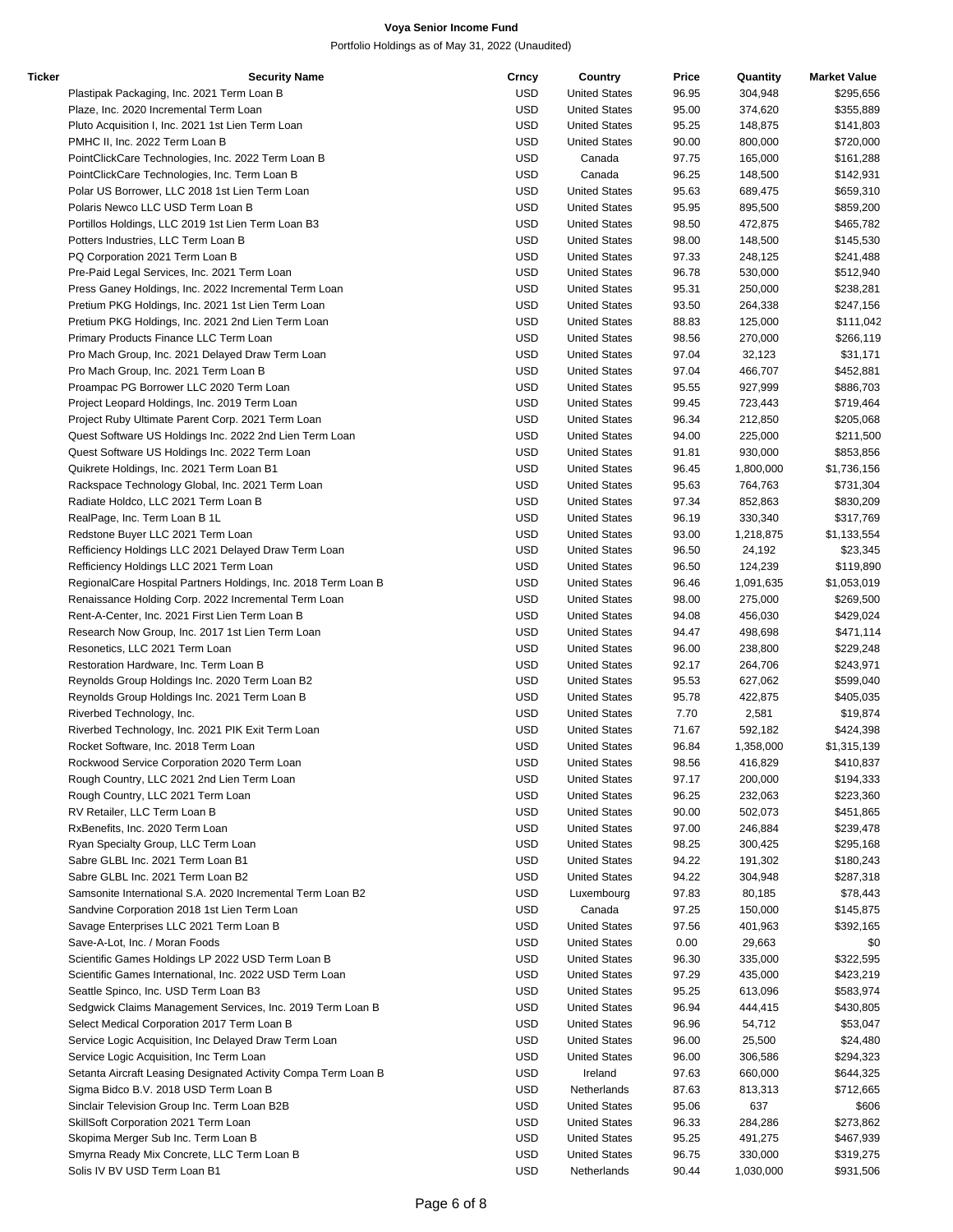# Voya Senior Income Fund

Portfolio Holdings as of May 31, 2022 (Unaudited)

| Ticker | Security Name | Crncy | Country | Price | Quantity | Market Value |
|---|---|---|---|---|---|---|
| | Plastipak Packaging, Inc. 2021 Term Loan B | USD | United States | 96.95 | 304,948 | $295,656 |
| | Plaze, Inc. 2020 Incremental Term Loan | USD | United States | 95.00 | 374,620 | $355,889 |
| | Pluto Acquisition I, Inc. 2021 1st Lien Term Loan | USD | United States | 95.25 | 148,875 | $141,803 |
| | PMHC II, Inc. 2022 Term Loan B | USD | United States | 90.00 | 800,000 | $720,000 |
| | PointClickCare Technologies, Inc. 2022 Term Loan B | USD | Canada | 97.75 | 165,000 | $161,288 |
| | PointClickCare Technologies, Inc. Term Loan B | USD | Canada | 96.25 | 148,500 | $142,931 |
| | Polar US Borrower, LLC 2018 1st Lien Term Loan | USD | United States | 95.63 | 689,475 | $659,310 |
| | Polaris Newco LLC USD Term Loan B | USD | United States | 95.95 | 895,500 | $859,200 |
| | Portillos Holdings, LLC 2019 1st Lien Term Loan B3 | USD | United States | 98.50 | 472,875 | $465,782 |
| | Potters Industries, LLC Term Loan B | USD | United States | 98.00 | 148,500 | $145,530 |
| | PQ Corporation 2021 Term Loan B | USD | United States | 97.33 | 248,125 | $241,488 |
| | Pre-Paid Legal Services, Inc. 2021 Term Loan | USD | United States | 96.78 | 530,000 | $512,940 |
| | Press Ganey Holdings, Inc. 2022 Incremental Term Loan | USD | United States | 95.31 | 250,000 | $238,281 |
| | Pretium PKG Holdings, Inc. 2021 1st Lien Term Loan | USD | United States | 93.50 | 264,338 | $247,156 |
| | Pretium PKG Holdings, Inc. 2021 2nd Lien Term Loan | USD | United States | 88.83 | 125,000 | $111,042 |
| | Primary Products Finance LLC Term Loan | USD | United States | 98.56 | 270,000 | $266,119 |
| | Pro Mach Group, Inc. 2021 Delayed Draw Term Loan | USD | United States | 97.04 | 32,123 | $31,171 |
| | Pro Mach Group, Inc. 2021 Term Loan B | USD | United States | 97.04 | 466,707 | $452,881 |
| | Proampac PG Borrower LLC 2020 Term Loan | USD | United States | 95.55 | 927,999 | $886,703 |
| | Project Leopard Holdings, Inc. 2019 Term Loan | USD | United States | 99.45 | 723,443 | $719,464 |
| | Project Ruby Ultimate Parent Corp. 2021 Term Loan | USD | United States | 96.34 | 212,850 | $205,068 |
| | Quest Software US Holdings Inc. 2022 2nd Lien Term Loan | USD | United States | 94.00 | 225,000 | $211,500 |
| | Quest Software US Holdings Inc. 2022 Term Loan | USD | United States | 91.81 | 930,000 | $853,856 |
| | Quikrete Holdings, Inc. 2021 Term Loan B1 | USD | United States | 96.45 | 1,800,000 | $1,736,156 |
| | Rackspace Technology Global, Inc. 2021 Term Loan | USD | United States | 95.63 | 764,763 | $731,304 |
| | Radiate Holdco, LLC 2021 Term Loan B | USD | United States | 97.34 | 852,863 | $830,209 |
| | RealPage, Inc. Term Loan B 1L | USD | United States | 96.19 | 330,340 | $317,769 |
| | Redstone Buyer LLC 2021 Term Loan | USD | United States | 93.00 | 1,218,875 | $1,133,554 |
| | Refficiency Holdings LLC 2021 Delayed Draw Term Loan | USD | United States | 96.50 | 24,192 | $23,345 |
| | Refficiency Holdings LLC 2021 Term Loan | USD | United States | 96.50 | 124,239 | $119,890 |
| | RegionalCare Hospital Partners Holdings, Inc. 2018 Term Loan B | USD | United States | 96.46 | 1,091,635 | $1,053,019 |
| | Renaissance Holding Corp. 2022 Incremental Term Loan | USD | United States | 98.00 | 275,000 | $269,500 |
| | Rent-A-Center, Inc. 2021 First Lien Term Loan B | USD | United States | 94.08 | 456,030 | $429,024 |
| | Research Now Group, Inc. 2017 1st Lien Term Loan | USD | United States | 94.47 | 498,698 | $471,114 |
| | Resonetics, LLC 2021 Term Loan | USD | United States | 96.00 | 238,800 | $229,248 |
| | Restoration Hardware, Inc. Term Loan B | USD | United States | 92.17 | 264,706 | $243,971 |
| | Reynolds Group Holdings Inc. 2020 Term Loan B2 | USD | United States | 95.53 | 627,062 | $599,040 |
| | Reynolds Group Holdings Inc. 2021 Term Loan B | USD | United States | 95.78 | 422,875 | $405,035 |
| | Riverbed Technology, Inc. | USD | United States | 7.70 | 2,581 | $19,874 |
| | Riverbed Technology, Inc. 2021 PIK Exit Term Loan | USD | United States | 71.67 | 592,182 | $424,398 |
| | Rocket Software, Inc. 2018 Term Loan | USD | United States | 96.84 | 1,358,000 | $1,315,139 |
| | Rockwood Service Corporation 2020 Term Loan | USD | United States | 98.56 | 416,829 | $410,837 |
| | Rough Country, LLC 2021 2nd Lien Term Loan | USD | United States | 97.17 | 200,000 | $194,333 |
| | Rough Country, LLC 2021 Term Loan | USD | United States | 96.25 | 232,063 | $223,360 |
| | RV Retailer, LLC Term Loan B | USD | United States | 90.00 | 502,073 | $451,865 |
| | RxBenefits, Inc. 2020 Term Loan | USD | United States | 97.00 | 246,884 | $239,478 |
| | Ryan Specialty Group, LLC Term Loan | USD | United States | 98.25 | 300,425 | $295,168 |
| | Sabre GLBL Inc. 2021 Term Loan B1 | USD | United States | 94.22 | 191,302 | $180,243 |
| | Sabre GLBL Inc. 2021 Term Loan B2 | USD | United States | 94.22 | 304,948 | $287,318 |
| | Samsonite International S.A. 2020 Incremental Term Loan B2 | USD | Luxembourg | 97.83 | 80,185 | $78,443 |
| | Sandvine Corporation 2018 1st Lien Term Loan | USD | Canada | 97.25 | 150,000 | $145,875 |
| | Savage Enterprises LLC 2021 Term Loan B | USD | United States | 97.56 | 401,963 | $392,165 |
| | Save-A-Lot, Inc. / Moran Foods | USD | United States | 0.00 | 29,663 | $0 |
| | Scientific Games Holdings LP 2022 USD Term Loan B | USD | United States | 96.30 | 335,000 | $322,595 |
| | Scientific Games International, Inc. 2022 USD Term Loan | USD | United States | 97.29 | 435,000 | $423,219 |
| | Seattle Spinco, Inc. USD Term Loan B3 | USD | United States | 95.25 | 613,096 | $583,974 |
| | Sedgwick Claims Management Services, Inc. 2019 Term Loan B | USD | United States | 96.94 | 444,415 | $430,805 |
| | Select Medical Corporation 2017 Term Loan B | USD | United States | 96.96 | 54,712 | $53,047 |
| | Service Logic Acquisition, Inc Delayed Draw Term Loan | USD | United States | 96.00 | 25,500 | $24,480 |
| | Service Logic Acquisition, Inc Term Loan | USD | United States | 96.00 | 306,586 | $294,323 |
| | Setanta Aircraft Leasing Designated Activity Compa Term Loan B | USD | Ireland | 97.63 | 660,000 | $644,325 |
| | Sigma Bidco B.V. 2018 USD Term Loan B | USD | Netherlands | 87.63 | 813,313 | $712,665 |
| | Sinclair Television Group Inc. Term Loan B2B | USD | United States | 95.06 | 637 | $606 |
| | SkillSoft Corporation 2021 Term Loan | USD | United States | 96.33 | 284,286 | $273,862 |
| | Skopima Merger Sub Inc. Term Loan B | USD | United States | 95.25 | 491,275 | $467,939 |
| | Smyrna Ready Mix Concrete, LLC Term Loan B | USD | United States | 96.75 | 330,000 | $319,275 |
| | Solis IV BV USD Term Loan B1 | USD | Netherlands | 90.44 | 1,030,000 | $931,506 |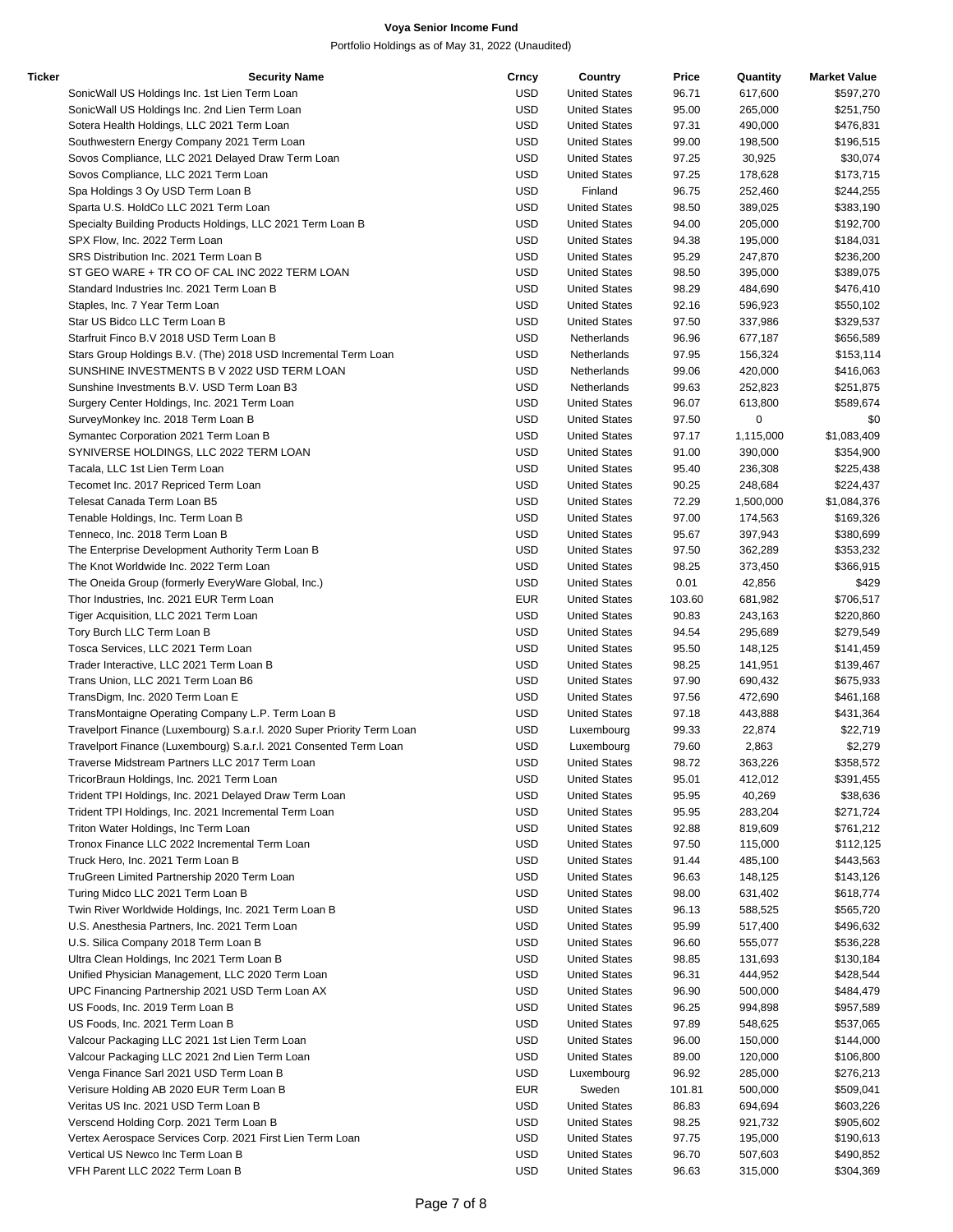**Voya Senior Income Fund**

Portfolio Holdings as of May 31, 2022 (Unaudited)

| Ticker | Security Name | Crncy | Country | Price | Quantity | Market Value |
|---|---|---|---|---|---|---|
| | SonicWall US Holdings Inc. 1st Lien Term Loan | USD | United States | 96.71 | 617,600 | $597,270 |
| | SonicWall US Holdings Inc. 2nd Lien Term Loan | USD | United States | 95.00 | 265,000 | $251,750 |
| | Sotera Health Holdings, LLC 2021 Term Loan | USD | United States | 97.31 | 490,000 | $476,831 |
| | Southwestern Energy Company 2021 Term Loan | USD | United States | 99.00 | 198,500 | $196,515 |
| | Sovos Compliance, LLC 2021 Delayed Draw Term Loan | USD | United States | 97.25 | 30,925 | $30,074 |
| | Sovos Compliance, LLC 2021 Term Loan | USD | United States | 97.25 | 178,628 | $173,715 |
| | Spa Holdings 3 Oy USD Term Loan B | USD | Finland | 96.75 | 252,460 | $244,255 |
| | Sparta U.S. HoldCo LLC 2021 Term Loan | USD | United States | 98.50 | 389,025 | $383,190 |
| | Specialty Building Products Holdings, LLC 2021 Term Loan B | USD | United States | 94.00 | 205,000 | $192,700 |
| | SPX Flow, Inc. 2022 Term Loan | USD | United States | 94.38 | 195,000 | $184,031 |
| | SRS Distribution Inc. 2021 Term Loan B | USD | United States | 95.29 | 247,870 | $236,200 |
| | ST GEO WARE + TR CO OF CAL INC 2022 TERM LOAN | USD | United States | 98.50 | 395,000 | $389,075 |
| | Standard Industries Inc. 2021 Term Loan B | USD | United States | 98.29 | 484,690 | $476,410 |
| | Staples, Inc. 7 Year Term Loan | USD | United States | 92.16 | 596,923 | $550,102 |
| | Star US Bidco LLC Term Loan B | USD | United States | 97.50 | 337,986 | $329,537 |
| | Starfruit Finco B.V 2018 USD Term Loan B | USD | Netherlands | 96.96 | 677,187 | $656,589 |
| | Stars Group Holdings B.V. (The) 2018 USD Incremental Term Loan | USD | Netherlands | 97.95 | 156,324 | $153,114 |
| | SUNSHINE INVESTMENTS B V 2022 USD TERM LOAN | USD | Netherlands | 99.06 | 420,000 | $416,063 |
| | Sunshine Investments B.V. USD Term Loan B3 | USD | Netherlands | 99.63 | 252,823 | $251,875 |
| | Surgery Center Holdings, Inc. 2021 Term Loan | USD | United States | 96.07 | 613,800 | $589,674 |
| | SurveyMonkey Inc. 2018 Term Loan B | USD | United States | 97.50 | 0 | $0 |
| | Symantec Corporation 2021 Term Loan B | USD | United States | 97.17 | 1,115,000 | $1,083,409 |
| | SYNIVERSE HOLDINGS, LLC 2022 TERM LOAN | USD | United States | 91.00 | 390,000 | $354,900 |
| | Tacala, LLC 1st Lien Term Loan | USD | United States | 95.40 | 236,308 | $225,438 |
| | Tecomet Inc. 2017 Repriced Term Loan | USD | United States | 90.25 | 248,684 | $224,437 |
| | Telesat Canada Term Loan B5 | USD | United States | 72.29 | 1,500,000 | $1,084,376 |
| | Tenable Holdings, Inc. Term Loan B | USD | United States | 97.00 | 174,563 | $169,326 |
| | Tenneco, Inc. 2018 Term Loan B | USD | United States | 95.67 | 397,943 | $380,699 |
| | The Enterprise Development Authority Term Loan B | USD | United States | 97.50 | 362,289 | $353,232 |
| | The Knot Worldwide Inc. 2022 Term Loan | USD | United States | 98.25 | 373,450 | $366,915 |
| | The Oneida Group (formerly EveryWare Global, Inc.) | USD | United States | 0.01 | 42,856 | $429 |
| | Thor Industries, Inc. 2021 EUR Term Loan | EUR | United States | 103.60 | 681,982 | $706,517 |
| | Tiger Acquisition, LLC 2021 Term Loan | USD | United States | 90.83 | 243,163 | $220,860 |
| | Tory Burch LLC Term Loan B | USD | United States | 94.54 | 295,689 | $279,549 |
| | Tosca Services, LLC 2021 Term Loan | USD | United States | 95.50 | 148,125 | $141,459 |
| | Trader Interactive, LLC 2021 Term Loan B | USD | United States | 98.25 | 141,951 | $139,467 |
| | Trans Union, LLC 2021 Term Loan B6 | USD | United States | 97.90 | 690,432 | $675,933 |
| | TransDigm, Inc. 2020 Term Loan E | USD | United States | 97.56 | 472,690 | $461,168 |
| | TransMontaigne Operating Company L.P. Term Loan B | USD | United States | 97.18 | 443,888 | $431,364 |
| | Travelport Finance (Luxembourg) S.a.r.l. 2020 Super Priority Term Loan | USD | Luxembourg | 99.33 | 22,874 | $22,719 |
| | Travelport Finance (Luxembourg) S.a.r.l. 2021 Consented Term Loan | USD | Luxembourg | 79.60 | 2,863 | $2,279 |
| | Traverse Midstream Partners LLC 2017 Term Loan | USD | United States | 98.72 | 363,226 | $358,572 |
| | TricorBraun Holdings, Inc. 2021 Term Loan | USD | United States | 95.01 | 412,012 | $391,455 |
| | Trident TPI Holdings, Inc. 2021 Delayed Draw Term Loan | USD | United States | 95.95 | 40,269 | $38,636 |
| | Trident TPI Holdings, Inc. 2021 Incremental Term Loan | USD | United States | 95.95 | 283,204 | $271,724 |
| | Triton Water Holdings, Inc Term Loan | USD | United States | 92.88 | 819,609 | $761,212 |
| | Tronox Finance LLC 2022 Incremental Term Loan | USD | United States | 97.50 | 115,000 | $112,125 |
| | Truck Hero, Inc. 2021 Term Loan B | USD | United States | 91.44 | 485,100 | $443,563 |
| | TruGreen Limited Partnership 2020 Term Loan | USD | United States | 96.63 | 148,125 | $143,126 |
| | Turing Midco LLC 2021 Term Loan B | USD | United States | 98.00 | 631,402 | $618,774 |
| | Twin River Worldwide Holdings, Inc. 2021 Term Loan B | USD | United States | 96.13 | 588,525 | $565,720 |
| | U.S. Anesthesia Partners, Inc. 2021 Term Loan | USD | United States | 95.99 | 517,400 | $496,632 |
| | U.S. Silica Company 2018 Term Loan B | USD | United States | 96.60 | 555,077 | $536,228 |
| | Ultra Clean Holdings, Inc 2021 Term Loan B | USD | United States | 98.85 | 131,693 | $130,184 |
| | Unified Physician Management, LLC 2020 Term Loan | USD | United States | 96.31 | 444,952 | $428,544 |
| | UPC Financing Partnership 2021 USD Term Loan AX | USD | United States | 96.90 | 500,000 | $484,479 |
| | US Foods, Inc. 2019 Term Loan B | USD | United States | 96.25 | 994,898 | $957,589 |
| | US Foods, Inc. 2021 Term Loan B | USD | United States | 97.89 | 548,625 | $537,065 |
| | Valcour Packaging LLC 2021 1st Lien Term Loan | USD | United States | 96.00 | 150,000 | $144,000 |
| | Valcour Packaging LLC 2021 2nd Lien Term Loan | USD | United States | 89.00 | 120,000 | $106,800 |
| | Venga Finance Sarl 2021 USD Term Loan B | USD | Luxembourg | 96.92 | 285,000 | $276,213 |
| | Verisure Holding AB 2020 EUR Term Loan B | EUR | Sweden | 101.81 | 500,000 | $509,041 |
| | Veritas US Inc. 2021 USD Term Loan B | USD | United States | 86.83 | 694,694 | $603,226 |
| | Verscend Holding Corp. 2021 Term Loan B | USD | United States | 98.25 | 921,732 | $905,602 |
| | Vertex Aerospace Services Corp. 2021 First Lien Term Loan | USD | United States | 97.75 | 195,000 | $190,613 |
| | Vertical US Newco Inc Term Loan B | USD | United States | 96.70 | 507,603 | $490,852 |
| | VFH Parent LLC 2022 Term Loan B | USD | United States | 96.63 | 315,000 | $304,369 |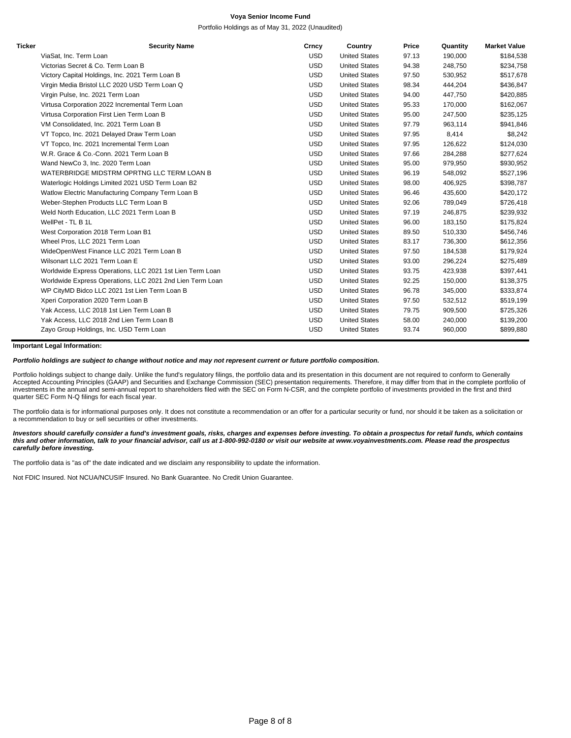| Ticker | Security Name | Crncy | Country | Price | Quantity | Market Value |
|---|---|---|---|---|---|---|
| | ViaSat, Inc. Term Loan | USD | United States | 97.13 | 190,000 | $184,538 |
| | Victorias Secret & Co. Term Loan B | USD | United States | 94.38 | 248,750 | $234,758 |
| | Victory Capital Holdings, Inc. 2021 Term Loan B | USD | United States | 97.50 | 530,952 | $517,678 |
| | Virgin Media Bristol LLC 2020 USD Term Loan Q | USD | United States | 98.34 | 444,204 | $436,847 |
| | Virgin Pulse, Inc. 2021 Term Loan | USD | United States | 94.00 | 447,750 | $420,885 |
| | Virtusa Corporation 2022 Incremental Term Loan | USD | United States | 95.33 | 170,000 | $162,067 |
| | Virtusa Corporation First Lien Term Loan B | USD | United States | 95.00 | 247,500 | $235,125 |
| | VM Consolidated, Inc. 2021 Term Loan B | USD | United States | 97.79 | 963,114 | $941,846 |
| | VT Topco, Inc. 2021 Delayed Draw Term Loan | USD | United States | 97.95 | 8,414 | $8,242 |
| | VT Topco, Inc. 2021 Incremental Term Loan | USD | United States | 97.95 | 126,622 | $124,030 |
| | W.R. Grace & Co.-Conn. 2021 Term Loan B | USD | United States | 97.66 | 284,288 | $277,624 |
| | Wand NewCo 3, Inc. 2020 Term Loan | USD | United States | 95.00 | 979,950 | $930,952 |
| | WATERBRIDGE MIDSTRM OPRTNG LLC TERM LOAN B | USD | United States | 96.19 | 548,092 | $527,196 |
| | Waterlogic Holdings Limited 2021 USD Term Loan B2 | USD | United States | 98.00 | 406,925 | $398,787 |
| | Watlow Electric Manufacturing Company Term Loan B | USD | United States | 96.46 | 435,600 | $420,172 |
| | Weber-Stephen Products LLC Term Loan B | USD | United States | 92.06 | 789,049 | $726,418 |
| | Weld North Education, LLC 2021 Term Loan B | USD | United States | 97.19 | 246,875 | $239,932 |
| | WellPet - TL B 1L | USD | United States | 96.00 | 183,150 | $175,824 |
| | West Corporation 2018 Term Loan B1 | USD | United States | 89.50 | 510,330 | $456,746 |
| | Wheel Pros, LLC 2021 Term Loan | USD | United States | 83.17 | 736,300 | $612,356 |
| | WideOpenWest Finance LLC 2021 Term Loan B | USD | United States | 97.50 | 184,538 | $179,924 |
| | Wilsonart LLC 2021 Term Loan E | USD | United States | 93.00 | 296,224 | $275,489 |
| | Worldwide Express Operations, LLC 2021 1st Lien Term Loan | USD | United States | 93.75 | 423,938 | $397,441 |
| | Worldwide Express Operations, LLC 2021 2nd Lien Term Loan | USD | United States | 92.25 | 150,000 | $138,375 |
| | WP CityMD Bidco LLC 2021 1st Lien Term Loan B | USD | United States | 96.78 | 345,000 | $333,874 |
| | Xperi Corporation 2020 Term Loan B | USD | United States | 97.50 | 532,512 | $519,199 |
| | Yak Access, LLC 2018 1st Lien Term Loan B | USD | United States | 79.75 | 909,500 | $725,326 |
| | Yak Access, LLC 2018 2nd Lien Term Loan B | USD | United States | 58.00 | 240,000 | $139,200 |
| | Zayo Group Holdings, Inc. USD Term Loan | USD | United States | 93.74 | 960,000 | $899,880 |

**Important Legal Information:**

***Portfolio holdings are subject to change without notice and may not represent current or future portfolio composition.***

Portfolio holdings subject to change daily. Unlike the fund's regulatory filings, the portfolio data and its presentation in this document are not required to conform to Generally Accepted Accounting Principles (GAAP) and Securities and Exchange Commission (SEC) presentation requirements. Therefore, it may differ from that in the complete portfolio of investments in the annual and semi-annual report to shareholders filed with the SEC on Form N-CSR, and the complete portfolio of investments provided in the first and third quarter SEC Form N-Q filings for each fiscal year.

The portfolio data is for informational purposes only. It does not constitute a recommendation or an offer for a particular security or fund, nor should it be taken as a solicitation or a recommendation to buy or sell securities or other investments.

***Investors should carefully consider a fund's investment goals, risks, charges and expenses before investing. To obtain a prospectus for retail funds, which contains this and other information, talk to your financial advisor, call us at 1-800-992-0180 or visit our website at www.voyainvestments.com. Please read the prospectus carefully before investing.***

The portfolio data is "as of" the date indicated and we disclaim any responsibility to update the information.

Not FDIC Insured. Not NCUA/NCUSIF Insured. No Bank Guarantee. No Credit Union Guarantee.